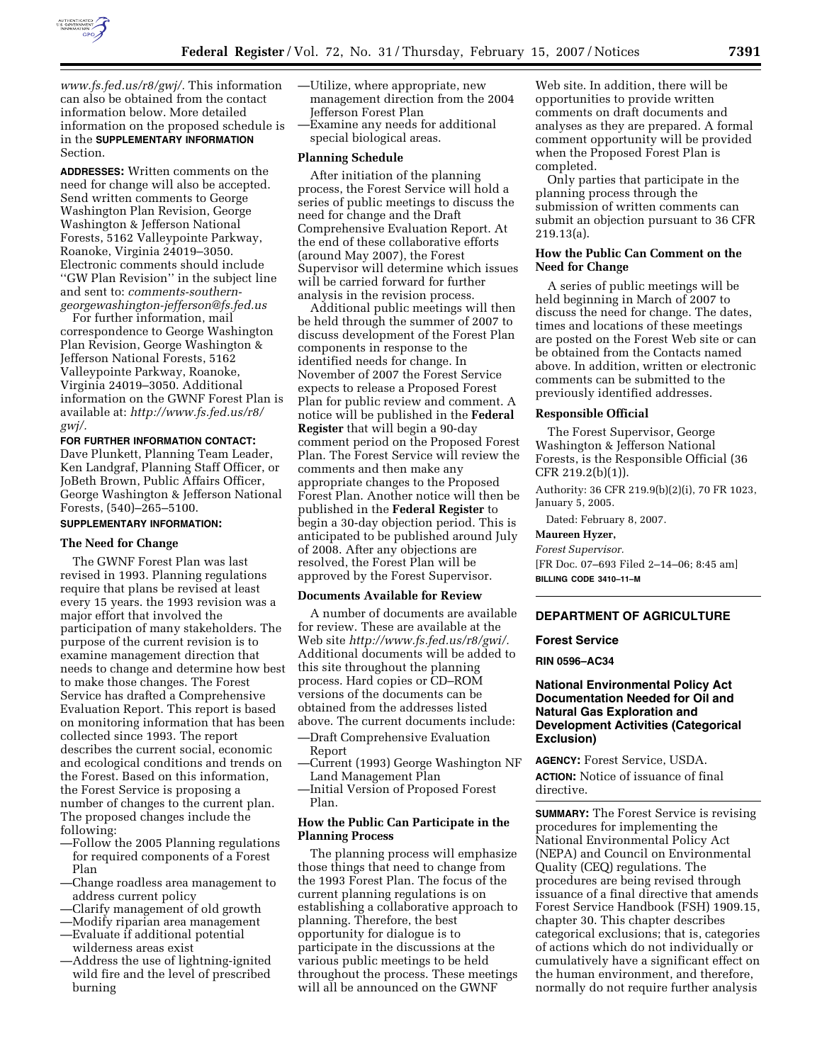*www.fs.fed.us/r8/gwj/*. This information can also be obtained from the contact information below. More detailed information on the proposed schedule is in the **SUPPLEMENTARY INFORMATION** Section.

**ADDRESSES:** Written comments on the need for change will also be accepted. Send written comments to George Washington Plan Revision, George Washington & Jefferson National Forests, 5162 Valleypointe Parkway, Roanoke, Virginia 24019–3050. Electronic comments should include ''GW Plan Revision'' in the subject line and sent to: *comments-southern-georgewashington-jefferson@fs.fed.us*

For further information, mail correspondence to George Washington Plan Revision, George Washington & Jefferson National Forests, 5162 Valleypointe Parkway, Roanoke, Virginia 24019–3050. Additional information on the GWNF Forest Plan is available at: *http://www.fs.fed.us/r8/gwj/.*

**FOR FURTHER INFORMATION CONTACT:** Dave Plunkett, Planning Team Leader, Ken Landgraf, Planning Staff Officer, or JoBeth Brown, Public Affairs Officer, George Washington & Jefferson National Forests, (540)–265–5100.

**SUPPLEMENTARY INFORMATION:**

### The Need for Change

The GWNF Forest Plan was last revised in 1993. Planning regulations require that plans be revised at least every 15 years. the 1993 revision was a major effort that involved the participation of many stakeholders. The purpose of the current revision is to examine management direction that needs to change and determine how best to make those changes. The Forest Service has drafted a Comprehensive Evaluation Report. This report is based on monitoring information that has been collected since 1993. The report describes the current social, economic and ecological conditions and trends on the Forest. Based on this information, the Forest Service is proposing a number of changes to the current plan. The proposed changes include the following:

—Follow the 2005 Planning regulations for required components of a Forest Plan
—Change roadless area management to address current policy
—Clarify management of old growth
—Modify riparian area management
—Evaluate if additional potential wilderness areas exist
—Address the use of lightning-ignited wild fire and the level of prescribed burning
—Utilize, where appropriate, new management direction from the 2004 Jefferson Forest Plan
—Examine any needs for additional special biological areas.

### Planning Schedule

After initiation of the planning process, the Forest Service will hold a series of public meetings to discuss the need for change and the Draft Comprehensive Evaluation Report. At the end of these collaborative efforts (around May 2007), the Forest Supervisor will determine which issues will be carried forward for further analysis in the revision process.

Additional public meetings will then be held through the summer of 2007 to discuss development of the Forest Plan components in response to the identified needs for change. In November of 2007 the Forest Service expects to release a Proposed Forest Plan for public review and comment. A notice will be published in the **Federal Register** that will begin a 90-day comment period on the Proposed Forest Plan. The Forest Service will review the comments and then make any appropriate changes to the Proposed Forest Plan. Another notice will then be published in the **Federal Register** to begin a 30-day objection period. This is anticipated to be published around July of 2008. After any objections are resolved, the Forest Plan will be approved by the Forest Supervisor.

### Documents Available for Review

A number of documents are available for review. These are available at the Web site *http://www.fs.fed.us/r8/gwi/.* Additional documents will be added to this site throughout the planning process. Hard copies or CD–ROM versions of the documents can be obtained from the addresses listed above. The current documents include:

—Draft Comprehensive Evaluation Report
—Current (1993) George Washington NF Land Management Plan
—Initial Version of Proposed Forest Plan.

### How the Public Can Participate in the Planning Process

The planning process will emphasize those things that need to change from the 1993 Forest Plan. The focus of the current planning regulations is on establishing a collaborative approach to planning. Therefore, the best opportunity for dialogue is to participate in the discussions at the various public meetings to be held throughout the process. These meetings will all be announced on the GWNF Web site. In addition, there will be opportunities to provide written comments on draft documents and analyses as they are prepared. A formal comment opportunity will be provided when the Proposed Forest Plan is completed.

Only parties that participate in the planning process through the submission of written comments can submit an objection pursuant to 36 CFR 219.13(a).

### How the Public Can Comment on the Need for Change

A series of public meetings will be held beginning in March of 2007 to discuss the need for change. The dates, times and locations of these meetings are posted on the Forest Web site or can be obtained from the Contacts named above. In addition, written or electronic comments can be submitted to the previously identified addresses.

### Responsible Official

The Forest Supervisor, George Washington & Jefferson National Forests, is the Responsible Official (36 CFR 219.2(b)(1)).

Authority: 36 CFR 219.9(b)(2)(i), 70 FR 1023, January 5, 2005.

Dated: February 8, 2007.

**Maureen Hyzer,**

*Forest Supervisor.*

[FR Doc. 07–693 Filed 2–14–06; 8:45 am]

**BILLING CODE 3410–11–M**

---

## DEPARTMENT OF AGRICULTURE

### Forest Service

**RIN 0596–AC34**

### National Environmental Policy Act Documentation Needed for Oil and Natural Gas Exploration and Development Activities (Categorical Exclusion)

**AGENCY:** Forest Service, USDA.

**ACTION:** Notice of issuance of final directive.

**SUMMARY:** The Forest Service is revising procedures for implementing the National Environmental Policy Act (NEPA) and Council on Environmental Quality (CEQ) regulations. The procedures are being revised through issuance of a final directive that amends Forest Service Handbook (FSH) 1909.15, chapter 30. This chapter describes categorical exclusions; that is, categories of actions which do not individually or cumulatively have a significant effect on the human environment, and therefore, normally do not require further analysis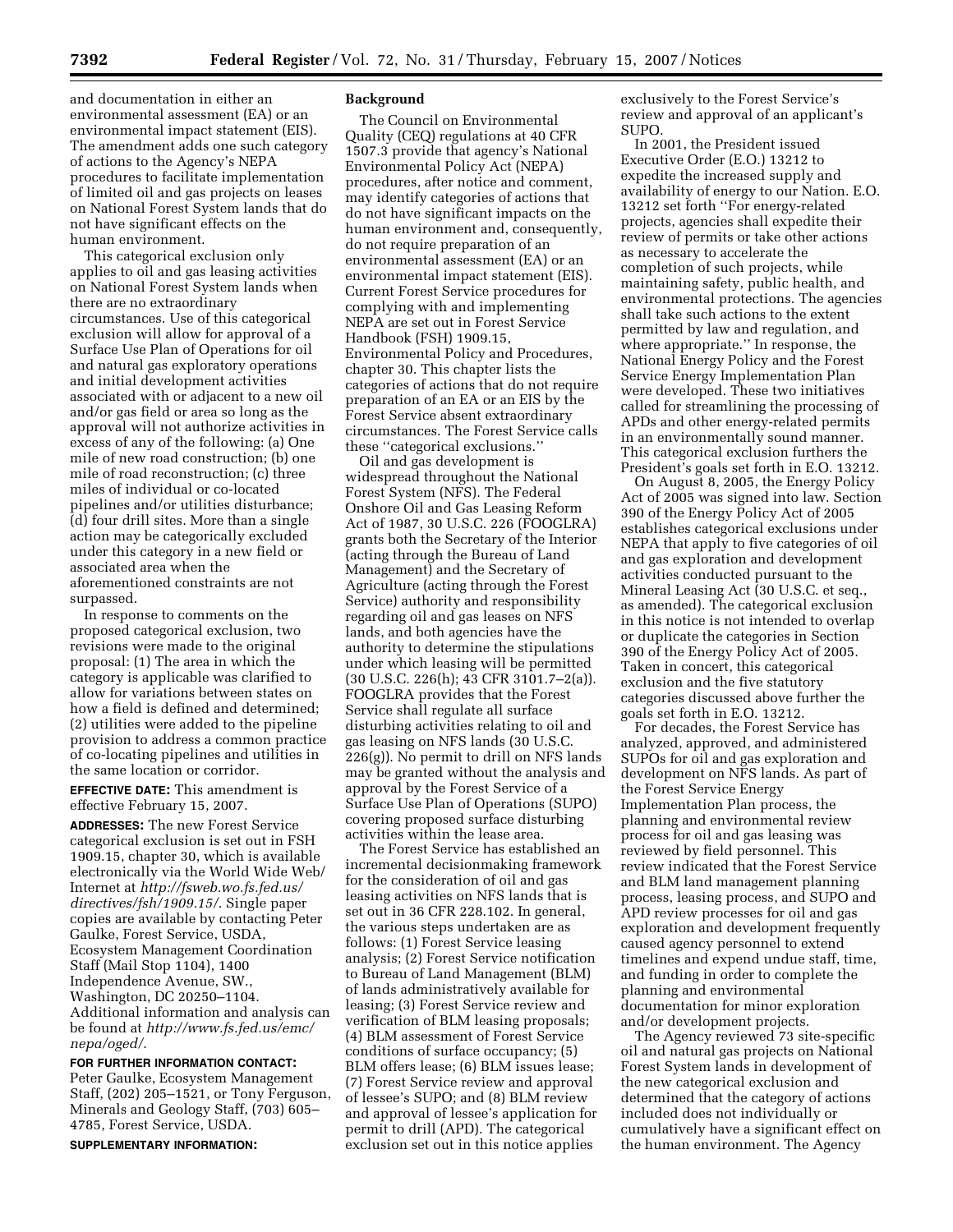and documentation in either an environmental assessment (EA) or an environmental impact statement (EIS). The amendment adds one such category of actions to the Agency's NEPA procedures to facilitate implementation of limited oil and gas projects on leases on National Forest System lands that do not have significant effects on the human environment.

This categorical exclusion only applies to oil and gas leasing activities on National Forest System lands when there are no extraordinary circumstances. Use of this categorical exclusion will allow for approval of a Surface Use Plan of Operations for oil and natural gas exploratory operations and initial development activities associated with or adjacent to a new oil and/or gas field or area so long as the approval will not authorize activities in excess of any of the following: (a) One mile of new road construction; (b) one mile of road reconstruction; (c) three miles of individual or co-located pipelines and/or utilities disturbance; (d) four drill sites. More than a single action may be categorically excluded under this category in a new field or associated area when the aforementioned constraints are not surpassed.

In response to comments on the proposed categorical exclusion, two revisions were made to the original proposal: (1) The area in which the category is applicable was clarified to allow for variations between states on how a field is defined and determined; (2) utilities were added to the pipeline provision to address a common practice of co-locating pipelines and utilities in the same location or corridor.

**EFFECTIVE DATE:** This amendment is effective February 15, 2007.

**ADDRESSES:** The new Forest Service categorical exclusion is set out in FSH 1909.15, chapter 30, which is available electronically via the World Wide Web/Internet at *http://fsweb.wo.fs.fed.us/directives/fsh/1909.15/*. Single paper copies are available by contacting Peter Gaulke, Forest Service, USDA, Ecosystem Management Coordination Staff (Mail Stop 1104), 1400 Independence Avenue, SW., Washington, DC 20250–1104. Additional information and analysis can be found at *http://www.fs.fed.us/emc/nepa/oged/*.

**FOR FURTHER INFORMATION CONTACT:** Peter Gaulke, Ecosystem Management Staff, (202) 205–1521, or Tony Ferguson, Minerals and Geology Staff, (703) 605–4785, Forest Service, USDA.

**SUPPLEMENTARY INFORMATION:**

## Background

The Council on Environmental Quality (CEQ) regulations at 40 CFR 1507.3 provide that agency's National Environmental Policy Act (NEPA) procedures, after notice and comment, may identify categories of actions that do not have significant impacts on the human environment and, consequently, do not require preparation of an environmental assessment (EA) or an environmental impact statement (EIS). Current Forest Service procedures for complying with and implementing NEPA are set out in Forest Service Handbook (FSH) 1909.15, Environmental Policy and Procedures, chapter 30. This chapter lists the categories of actions that do not require preparation of an EA or an EIS by the Forest Service absent extraordinary circumstances. The Forest Service calls these "categorical exclusions."

Oil and gas development is widespread throughout the National Forest System (NFS). The Federal Onshore Oil and Gas Leasing Reform Act of 1987, 30 U.S.C. 226 (FOOGLRA) grants both the Secretary of the Interior (acting through the Bureau of Land Management) and the Secretary of Agriculture (acting through the Forest Service) authority and responsibility regarding oil and gas leases on NFS lands, and both agencies have the authority to determine the stipulations under which leasing will be permitted (30 U.S.C. 226(h); 43 CFR 3101.7–2(a)). FOOGLRA provides that the Forest Service shall regulate all surface disturbing activities relating to oil and gas leasing on NFS lands (30 U.S.C. 226(g)). No permit to drill on NFS lands may be granted without the analysis and approval by the Forest Service of a Surface Use Plan of Operations (SUPO) covering proposed surface disturbing activities within the lease area.

The Forest Service has established an incremental decisionmaking framework for the consideration of oil and gas leasing activities on NFS lands that is set out in 36 CFR 228.102. In general, the various steps undertaken are as follows: (1) Forest Service leasing analysis; (2) Forest Service notification to Bureau of Land Management (BLM) of lands administratively available for leasing; (3) Forest Service review and verification of BLM leasing proposals; (4) BLM assessment of Forest Service conditions of surface occupancy; (5) BLM offers lease; (6) BLM issues lease; (7) Forest Service review and approval of lessee's SUPO; and (8) BLM review and approval of lessee's application for permit to drill (APD). The categorical exclusion set out in this notice applies exclusively to the Forest Service's review and approval of an applicant's SUPO.

In 2001, the President issued Executive Order (E.O.) 13212 to expedite the increased supply and availability of energy to our Nation. E.O. 13212 set forth "For energy-related projects, agencies shall expedite their review of permits or take other actions as necessary to accelerate the completion of such projects, while maintaining safety, public health, and environmental protections. The agencies shall take such actions to the extent permitted by law and regulation, and where appropriate." In response, the National Energy Policy and the Forest Service Energy Implementation Plan were developed. These two initiatives called for streamlining the processing of APDs and other energy-related permits in an environmentally sound manner. This categorical exclusion furthers the President's goals set forth in E.O. 13212.

On August 8, 2005, the Energy Policy Act of 2005 was signed into law. Section 390 of the Energy Policy Act of 2005 establishes categorical exclusions under NEPA that apply to five categories of oil and gas exploration and development activities conducted pursuant to the Mineral Leasing Act (30 U.S.C. et seq., as amended). The categorical exclusion in this notice is not intended to overlap or duplicate the categories in Section 390 of the Energy Policy Act of 2005. Taken in concert, this categorical exclusion and the five statutory categories discussed above further the goals set forth in E.O. 13212.

For decades, the Forest Service has analyzed, approved, and administered SUPOs for oil and gas exploration and development on NFS lands. As part of the Forest Service Energy Implementation Plan process, the planning and environmental review process for oil and gas leasing was reviewed by field personnel. This review indicated that the Forest Service and BLM land management planning process, leasing process, and SUPO and APD review processes for oil and gas exploration and development frequently caused agency personnel to extend timelines and expend undue staff, time, and funding in order to complete the planning and environmental documentation for minor exploration and/or development projects.

The Agency reviewed 73 site-specific oil and natural gas projects on National Forest System lands in development of the new categorical exclusion and determined that the category of actions included does not individually or cumulatively have a significant effect on the human environment. The Agency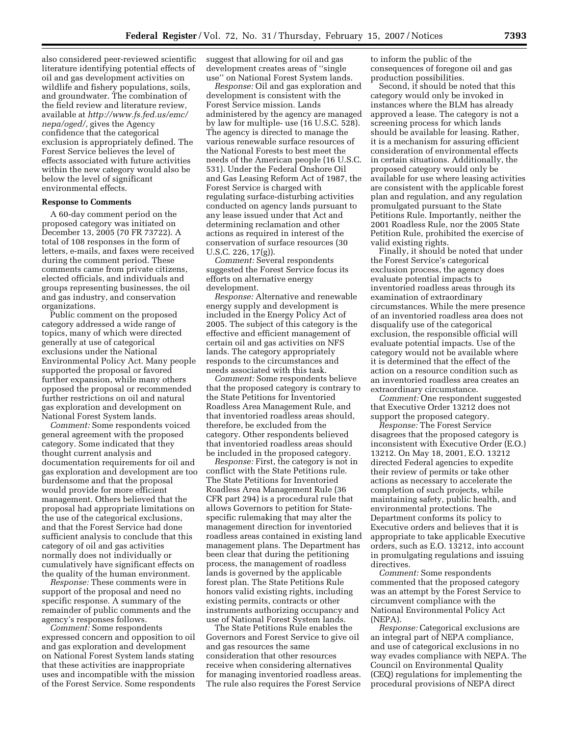also considered peer-reviewed scientific literature identifying potential effects of oil and gas development activities on wildlife and fishery populations, soils, and groundwater. The combination of the field review and literature review, available at *http://www.fs.fed.us/emc/nepa/oged/,* gives the Agency confidence that the categorical exclusion is appropriately defined. The Forest Service believes the level of effects associated with future activities within the new category would also be below the level of significant environmental effects.

**Response to Comments**

A 60-day comment period on the proposed category was initiated on December 13, 2005 (70 FR 73722). A total of 108 responses in the form of letters, e-mails, and faxes were received during the comment period. These comments came from private citizens, elected officials, and individuals and groups representing businesses, the oil and gas industry, and conservation organizations.

Public comment on the proposed category addressed a wide range of topics, many of which were directed generally at use of categorical exclusions under the National Environmental Policy Act. Many people supported the proposal or favored further expansion, while many others opposed the proposal or recommended further restrictions on oil and natural gas exploration and development on National Forest System lands.

*Comment:* Some respondents voiced general agreement with the proposed category. Some indicated that they thought current analysis and documentation requirements for oil and gas exploration and development are too burdensome and that the proposal would provide for more efficient management. Others believed that the proposal had appropriate limitations on the use of the categorical exclusions, and that the Forest Service had done sufficient analysis to conclude that this category of oil and gas activities normally does not individually or cumulatively have significant effects on the quality of the human environment.

*Response:* These comments were in support of the proposal and need no specific response. A summary of the remainder of public comments and the agency's responses follows.

*Comment:* Some respondents expressed concern and opposition to oil and gas exploration and development on National Forest System lands stating that these activities are inappropriate uses and incompatible with the mission of the Forest Service. Some respondents suggest that allowing for oil and gas development creates areas of ''single use'' on National Forest System lands.

*Response:* Oil and gas exploration and development is consistent with the Forest Service mission. Lands administered by the agency are managed by law for multiple- use (16 U.S.C. 528). The agency is directed to manage the various renewable surface resources of the National Forests to best meet the needs of the American people (16 U.S.C. 531). Under the Federal Onshore Oil and Gas Leasing Reform Act of 1987, the Forest Service is charged with regulating surface-disturbing activities conducted on agency lands pursuant to any lease issued under that Act and determining reclamation and other actions as required in interest of the conservation of surface resources (30 U.S.C. 226, 17(g)).

*Comment:* Several respondents suggested the Forest Service focus its efforts on alternative energy development.

*Response:* Alternative and renewable energy supply and development is included in the Energy Policy Act of 2005. The subject of this category is the effective and efficient management of certain oil and gas activities on NFS lands. The category appropriately responds to the circumstances and needs associated with this task.

*Comment:* Some respondents believe that the proposed category is contrary to the State Petitions for Inventoried Roadless Area Management Rule, and that inventoried roadless areas should, therefore, be excluded from the category. Other respondents believed that inventoried roadless areas should be included in the proposed category.

*Response:* First, the category is not in conflict with the State Petitions rule. The State Petitions for Inventoried Roadless Area Management Rule (36 CFR part 294) is a procedural rule that allows Governors to petition for State-specific rulemaking that may alter the management direction for inventoried roadless areas contained in existing land management plans. The Department has been clear that during the petitioning process, the management of roadless lands is governed by the applicable forest plan. The State Petitions Rule honors valid existing rights, including existing permits, contracts or other instruments authorizing occupancy and use of National Forest System lands.

The State Petitions Rule enables the Governors and Forest Service to give oil and gas resources the same consideration that other resources receive when considering alternatives for managing inventoried roadless areas. The rule also requires the Forest Service to inform the public of the consequences of foregone oil and gas production possibilities.

Second, it should be noted that this category would only be invoked in instances where the BLM has already approved a lease. The category is not a screening process for which lands should be available for leasing. Rather, it is a mechanism for assuring efficient consideration of environmental effects in certain situations. Additionally, the proposed category would only be available for use where leasing activities are consistent with the applicable forest plan and regulation, and any regulation promulgated pursuant to the State Petitions Rule. Importantly, neither the 2001 Roadless Rule, nor the 2005 State Petition Rule, prohibited the exercise of valid existing rights.

Finally, it should be noted that under the Forest Service's categorical exclusion process, the agency does evaluate potential impacts to inventoried roadless areas through its examination of extraordinary circumstances. While the mere presence of an inventoried roadless area does not disqualify use of the categorical exclusion, the responsible official will evaluate potential impacts. Use of the category would not be available where it is determined that the effect of the action on a resource condition such as an inventoried roadless area creates an extraordinary circumstance.

*Comment:* One respondent suggested that Executive Order 13212 does not support the proposed category.

*Response:* The Forest Service disagrees that the proposed category is inconsistent with Executive Order (E.O.) 13212. On May 18, 2001, E.O. 13212 directed Federal agencies to expedite their review of permits or take other actions as necessary to accelerate the completion of such projects, while maintaining safety, public health, and environmental protections. The Department conforms its policy to Executive orders and believes that it is appropriate to take applicable Executive orders, such as E.O. 13212, into account in promulgating regulations and issuing directives.

*Comment:* Some respondents commented that the proposed category was an attempt by the Forest Service to circumvent compliance with the National Environmental Policy Act (NEPA).

*Response:* Categorical exclusions are an integral part of NEPA compliance, and use of categorical exclusions in no way evades compliance with NEPA. The Council on Environmental Quality (CEQ) regulations for implementing the procedural provisions of NEPA direct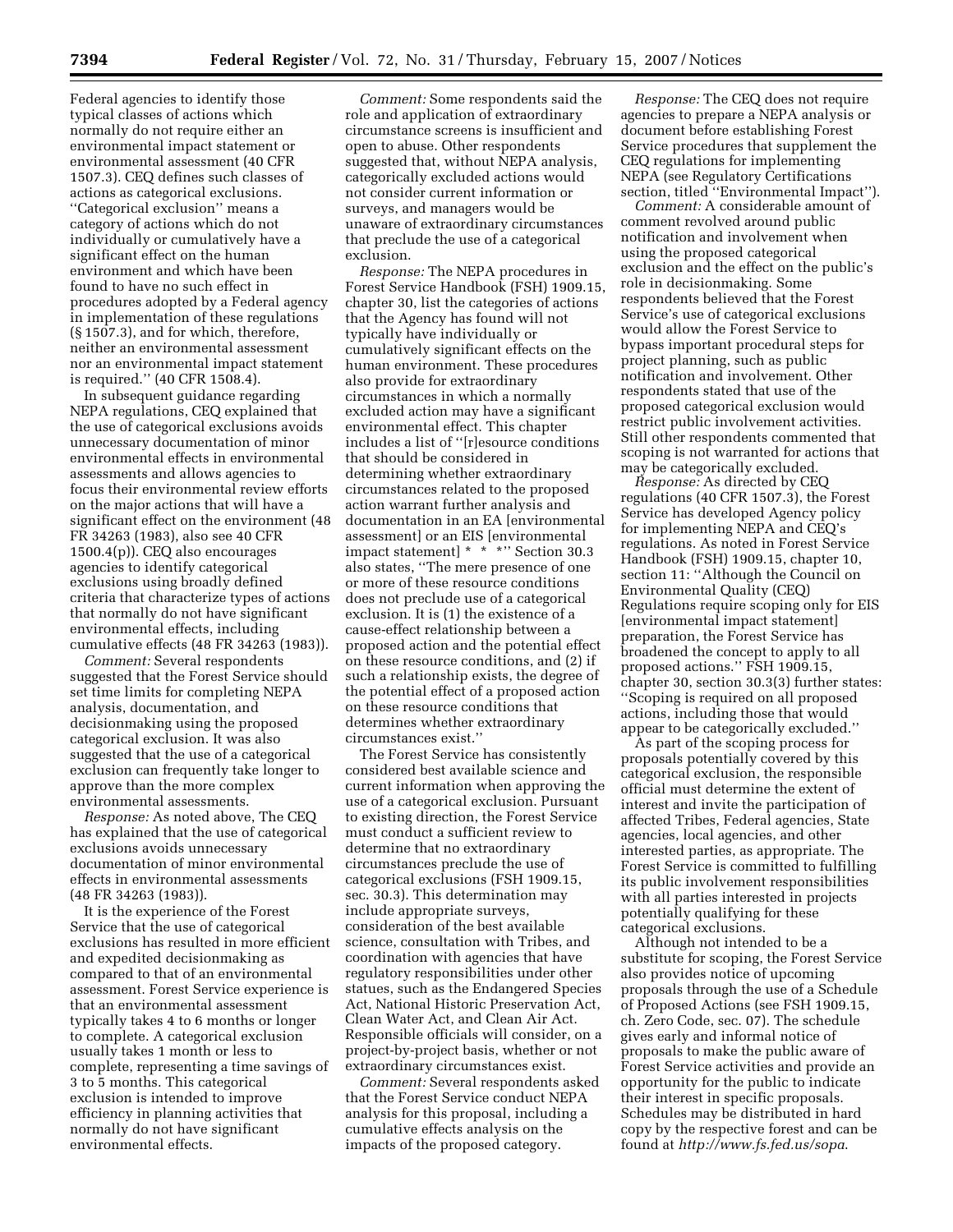Federal agencies to identify those typical classes of actions which normally do not require either an environmental impact statement or environmental assessment (40 CFR 1507.3). CEQ defines such classes of actions as categorical exclusions. ''Categorical exclusion'' means a category of actions which do not individually or cumulatively have a significant effect on the human environment and which have been found to have no such effect in procedures adopted by a Federal agency in implementation of these regulations (§ 1507.3), and for which, therefore, neither an environmental assessment nor an environmental impact statement is required.'' (40 CFR 1508.4).

In subsequent guidance regarding NEPA regulations, CEQ explained that the use of categorical exclusions avoids unnecessary documentation of minor environmental effects in environmental assessments and allows agencies to focus their environmental review efforts on the major actions that will have a significant effect on the environment (48 FR 34263 (1983), also see 40 CFR 1500.4(p)). CEQ also encourages agencies to identify categorical exclusions using broadly defined criteria that characterize types of actions that normally do not have significant environmental effects, including cumulative effects (48 FR 34263 (1983)).

*Comment:* Several respondents suggested that the Forest Service should set time limits for completing NEPA analysis, documentation, and decisionmaking using the proposed categorical exclusion. It was also suggested that the use of a categorical exclusion can frequently take longer to approve than the more complex environmental assessments.

*Response:* As noted above, The CEQ has explained that the use of categorical exclusions avoids unnecessary documentation of minor environmental effects in environmental assessments (48 FR 34263 (1983)).

It is the experience of the Forest Service that the use of categorical exclusions has resulted in more efficient and expedited decisionmaking as compared to that of an environmental assessment. Forest Service experience is that an environmental assessment typically takes 4 to 6 months or longer to complete. A categorical exclusion usually takes 1 month or less to complete, representing a time savings of 3 to 5 months. This categorical exclusion is intended to improve efficiency in planning activities that normally do not have significant environmental effects.

*Comment:* Some respondents said the role and application of extraordinary circumstance screens is insufficient and open to abuse. Other respondents suggested that, without NEPA analysis, categorically excluded actions would not consider current information or surveys, and managers would be unaware of extraordinary circumstances that preclude the use of a categorical exclusion.

*Response:* The NEPA procedures in Forest Service Handbook (FSH) 1909.15, chapter 30, list the categories of actions that the Agency has found will not typically have individually or cumulatively significant effects on the human environment. These procedures also provide for extraordinary circumstances in which a normally excluded action may have a significant environmental effect. This chapter includes a list of ''[r]esource conditions that should be considered in determining whether extraordinary circumstances related to the proposed action warrant further analysis and documentation in an EA [environmental assessment] or an EIS [environmental impact statement] * * *'' Section 30.3 also states, ''The mere presence of one or more of these resource conditions does not preclude use of a categorical exclusion. It is (1) the existence of a cause-effect relationship between a proposed action and the potential effect on these resource conditions, and (2) if such a relationship exists, the degree of the potential effect of a proposed action on these resource conditions that determines whether extraordinary circumstances exist.''

The Forest Service has consistently considered best available science and current information when approving the use of a categorical exclusion. Pursuant to existing direction, the Forest Service must conduct a sufficient review to determine that no extraordinary circumstances preclude the use of categorical exclusions (FSH 1909.15, sec. 30.3). This determination may include appropriate surveys, consideration of the best available science, consultation with Tribes, and coordination with agencies that have regulatory responsibilities under other statues, such as the Endangered Species Act, National Historic Preservation Act, Clean Water Act, and Clean Air Act. Responsible officials will consider, on a project-by-project basis, whether or not extraordinary circumstances exist.

*Comment:* Several respondents asked that the Forest Service conduct NEPA analysis for this proposal, including a cumulative effects analysis on the impacts of the proposed category.

*Response:* The CEQ does not require agencies to prepare a NEPA analysis or document before establishing Forest Service procedures that supplement the CEQ regulations for implementing NEPA (see Regulatory Certifications section, titled ''Environmental Impact'').

*Comment:* A considerable amount of comment revolved around public notification and involvement when using the proposed categorical exclusion and the effect on the public's role in decisionmaking. Some respondents believed that the Forest Service's use of categorical exclusions would allow the Forest Service to bypass important procedural steps for project planning, such as public notification and involvement. Other respondents stated that use of the proposed categorical exclusion would restrict public involvement activities. Still other respondents commented that scoping is not warranted for actions that may be categorically excluded.

*Response:* As directed by CEQ regulations (40 CFR 1507.3), the Forest Service has developed Agency policy for implementing NEPA and CEQ's regulations. As noted in Forest Service Handbook (FSH) 1909.15, chapter 10, section 11: ''Although the Council on Environmental Quality (CEQ) Regulations require scoping only for EIS [environmental impact statement] preparation, the Forest Service has broadened the concept to apply to all proposed actions.'' FSH 1909.15, chapter 30, section 30.3(3) further states: ''Scoping is required on all proposed actions, including those that would appear to be categorically excluded.''

As part of the scoping process for proposals potentially covered by this categorical exclusion, the responsible official must determine the extent of interest and invite the participation of affected Tribes, Federal agencies, State agencies, local agencies, and other interested parties, as appropriate. The Forest Service is committed to fulfilling its public involvement responsibilities with all parties interested in projects potentially qualifying for these categorical exclusions.

Although not intended to be a substitute for scoping, the Forest Service also provides notice of upcoming proposals through the use of a Schedule of Proposed Actions (see FSH 1909.15, ch. Zero Code, sec. 07). The schedule gives early and informal notice of proposals to make the public aware of Forest Service activities and provide an opportunity for the public to indicate their interest in specific proposals. Schedules may be distributed in hard copy by the respective forest and can be found at *http://www.fs.fed.us/sopa*.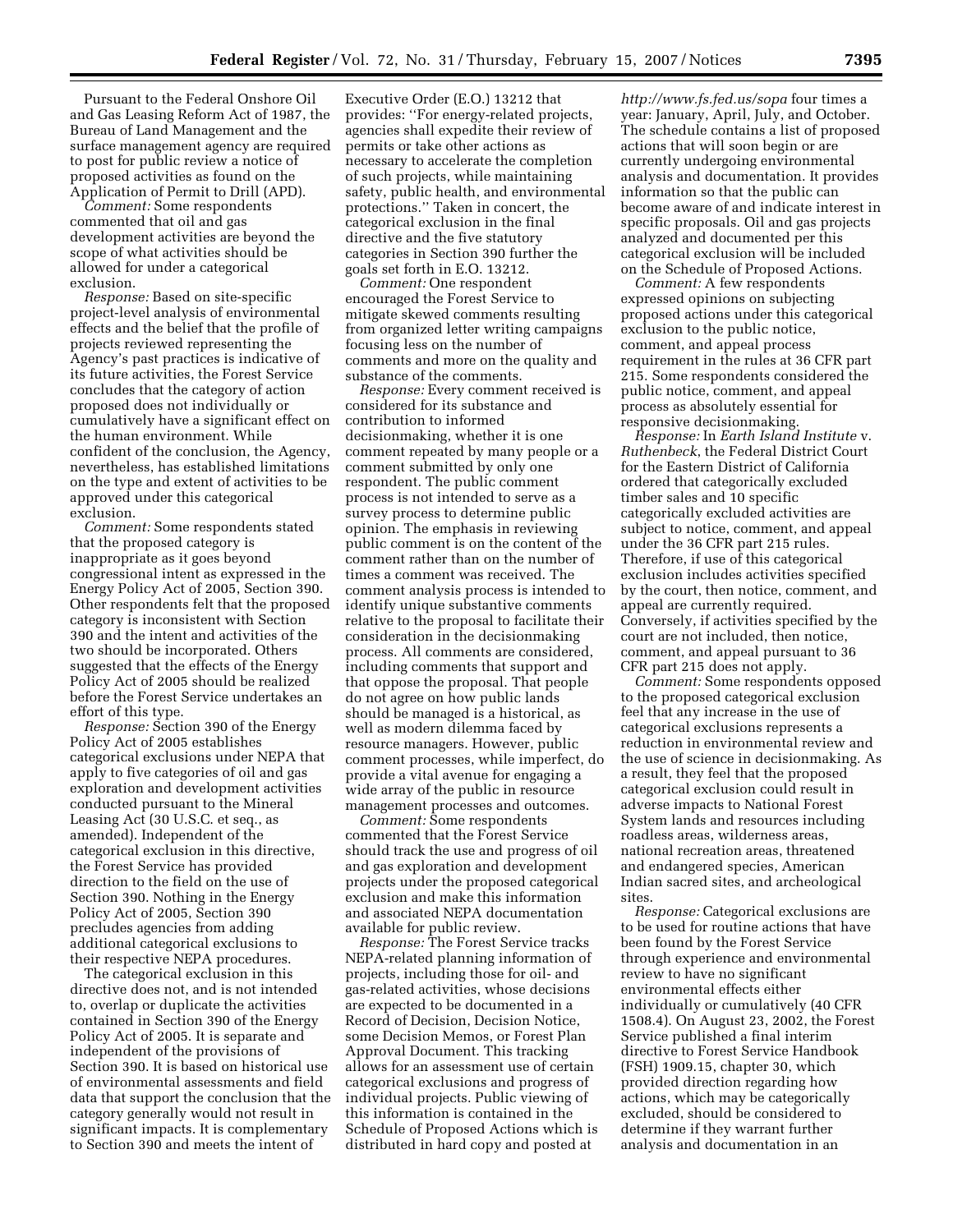Pursuant to the Federal Onshore Oil and Gas Leasing Reform Act of 1987, the Bureau of Land Management and the surface management agency are required to post for public review a notice of proposed activities as found on the Application of Permit to Drill (APD).

*Comment:* Some respondents commented that oil and gas development activities are beyond the scope of what activities should be allowed for under a categorical exclusion.

*Response:* Based on site-specific project-level analysis of environmental effects and the belief that the profile of projects reviewed representing the Agency's past practices is indicative of its future activities, the Forest Service concludes that the category of action proposed does not individually or cumulatively have a significant effect on the human environment. While confident of the conclusion, the Agency, nevertheless, has established limitations on the type and extent of activities to be approved under this categorical exclusion.

*Comment:* Some respondents stated that the proposed category is inappropriate as it goes beyond congressional intent as expressed in the Energy Policy Act of 2005, Section 390. Other respondents felt that the proposed category is inconsistent with Section 390 and the intent and activities of the two should be incorporated. Others suggested that the effects of the Energy Policy Act of 2005 should be realized before the Forest Service undertakes an effort of this type.

*Response:* Section 390 of the Energy Policy Act of 2005 establishes categorical exclusions under NEPA that apply to five categories of oil and gas exploration and development activities conducted pursuant to the Mineral Leasing Act (30 U.S.C. et seq., as amended). Independent of the categorical exclusion in this directive, the Forest Service has provided direction to the field on the use of Section 390. Nothing in the Energy Policy Act of 2005, Section 390 precludes agencies from adding additional categorical exclusions to their respective NEPA procedures.

The categorical exclusion in this directive does not, and is not intended to, overlap or duplicate the activities contained in Section 390 of the Energy Policy Act of 2005. It is separate and independent of the provisions of Section 390. It is based on historical use of environmental assessments and field data that support the conclusion that the category generally would not result in significant impacts. It is complementary to Section 390 and meets the intent of Executive Order (E.O.) 13212 that provides: ''For energy-related projects, agencies shall expedite their review of permits or take other actions as necessary to accelerate the completion of such projects, while maintaining safety, public health, and environmental protections.'' Taken in concert, the categorical exclusion in the final directive and the five statutory categories in Section 390 further the goals set forth in E.O. 13212.

*Comment:* One respondent encouraged the Forest Service to mitigate skewed comments resulting from organized letter writing campaigns focusing less on the number of comments and more on the quality and substance of the comments.

*Response:* Every comment received is considered for its substance and contribution to informed decisionmaking, whether it is one comment repeated by many people or a comment submitted by only one respondent. The public comment process is not intended to serve as a survey process to determine public opinion. The emphasis in reviewing public comment is on the content of the comment rather than on the number of times a comment was received. The comment analysis process is intended to identify unique substantive comments relative to the proposal to facilitate their consideration in the decisionmaking process. All comments are considered, including comments that support and that oppose the proposal. That people do not agree on how public lands should be managed is a historical, as well as modern dilemma faced by resource managers. However, public comment processes, while imperfect, do provide a vital avenue for engaging a wide array of the public in resource management processes and outcomes.

*Comment:* Some respondents commented that the Forest Service should track the use and progress of oil and gas exploration and development projects under the proposed categorical exclusion and make this information and associated NEPA documentation available for public review.

*Response:* The Forest Service tracks NEPA-related planning information of projects, including those for oil- and gas-related activities, whose decisions are expected to be documented in a Record of Decision, Decision Notice, some Decision Memos, or Forest Plan Approval Document. This tracking allows for an assessment use of certain categorical exclusions and progress of individual projects. Public viewing of this information is contained in the Schedule of Proposed Actions which is distributed in hard copy and posted at *http://www.fs.fed.us/sopa* four times a year: January, April, July, and October. The schedule contains a list of proposed actions that will soon begin or are currently undergoing environmental analysis and documentation. It provides information so that the public can become aware of and indicate interest in specific proposals. Oil and gas projects analyzed and documented per this categorical exclusion will be included on the Schedule of Proposed Actions.

*Comment:* A few respondents expressed opinions on subjecting proposed actions under this categorical exclusion to the public notice, comment, and appeal process requirement in the rules at 36 CFR part 215. Some respondents considered the public notice, comment, and appeal process as absolutely essential for responsive decisionmaking.

*Response:* In *Earth Island Institute* v. *Ruthenbeck*, the Federal District Court for the Eastern District of California ordered that categorically excluded timber sales and 10 specific categorically excluded activities are subject to notice, comment, and appeal under the 36 CFR part 215 rules. Therefore, if use of this categorical exclusion includes activities specified by the court, then notice, comment, and appeal are currently required. Conversely, if activities specified by the court are not included, then notice, comment, and appeal pursuant to 36 CFR part 215 does not apply.

*Comment:* Some respondents opposed to the proposed categorical exclusion feel that any increase in the use of categorical exclusions represents a reduction in environmental review and the use of science in decisionmaking. As a result, they feel that the proposed categorical exclusion could result in adverse impacts to National Forest System lands and resources including roadless areas, wilderness areas, national recreation areas, threatened and endangered species, American Indian sacred sites, and archeological sites.

*Response:* Categorical exclusions are to be used for routine actions that have been found by the Forest Service through experience and environmental review to have no significant environmental effects either individually or cumulatively (40 CFR 1508.4). On August 23, 2002, the Forest Service published a final interim directive to Forest Service Handbook (FSH) 1909.15, chapter 30, which provided direction regarding how actions, which may be categorically excluded, should be considered to determine if they warrant further analysis and documentation in an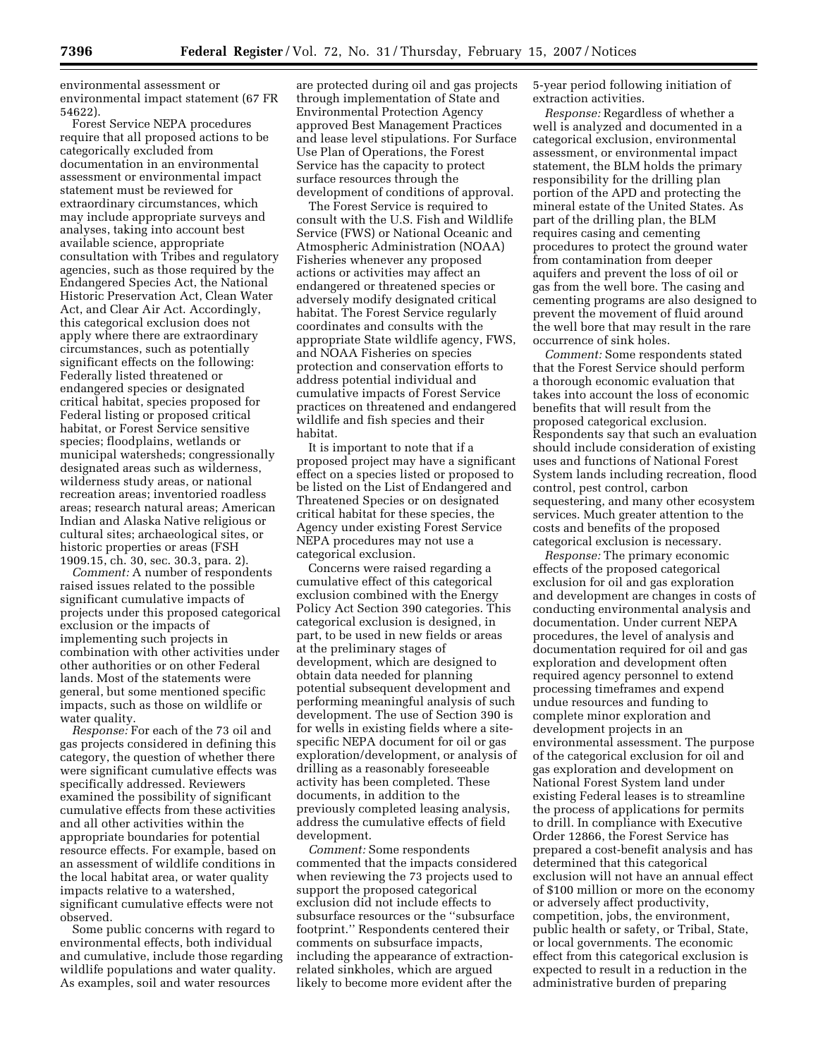environmental assessment or environmental impact statement (67 FR 54622).

Forest Service NEPA procedures require that all proposed actions to be categorically excluded from documentation in an environmental assessment or environmental impact statement must be reviewed for extraordinary circumstances, which may include appropriate surveys and analyses, taking into account best available science, appropriate consultation with Tribes and regulatory agencies, such as those required by the Endangered Species Act, the National Historic Preservation Act, Clean Water Act, and Clear Air Act. Accordingly, this categorical exclusion does not apply where there are extraordinary circumstances, such as potentially significant effects on the following: Federally listed threatened or endangered species or designated critical habitat, species proposed for Federal listing or proposed critical habitat, or Forest Service sensitive species; floodplains, wetlands or municipal watersheds; congressionally designated areas such as wilderness, wilderness study areas, or national recreation areas; inventoried roadless areas; research natural areas; American Indian and Alaska Native religious or cultural sites; archaeological sites, or historic properties or areas (FSH 1909.15, ch. 30, sec. 30.3, para. 2).

*Comment:* A number of respondents raised issues related to the possible significant cumulative impacts of projects under this proposed categorical exclusion or the impacts of implementing such projects in combination with other activities under other authorities or on other Federal lands. Most of the statements were general, but some mentioned specific impacts, such as those on wildlife or water quality.

*Response:* For each of the 73 oil and gas projects considered in defining this category, the question of whether there were significant cumulative effects was specifically addressed. Reviewers examined the possibility of significant cumulative effects from these activities and all other activities within the appropriate boundaries for potential resource effects. For example, based on an assessment of wildlife conditions in the local habitat area, or water quality impacts relative to a watershed, significant cumulative effects were not observed.

Some public concerns with regard to environmental effects, both individual and cumulative, include those regarding wildlife populations and water quality. As examples, soil and water resources are protected during oil and gas projects through implementation of State and Environmental Protection Agency approved Best Management Practices and lease level stipulations. For Surface Use Plan of Operations, the Forest Service has the capacity to protect surface resources through the development of conditions of approval.

The Forest Service is required to consult with the U.S. Fish and Wildlife Service (FWS) or National Oceanic and Atmospheric Administration (NOAA) Fisheries whenever any proposed actions or activities may affect an endangered or threatened species or adversely modify designated critical habitat. The Forest Service regularly coordinates and consults with the appropriate State wildlife agency, FWS, and NOAA Fisheries on species protection and conservation efforts to address potential individual and cumulative impacts of Forest Service practices on threatened and endangered wildlife and fish species and their habitat.

It is important to note that if a proposed project may have a significant effect on a species listed or proposed to be listed on the List of Endangered and Threatened Species or on designated critical habitat for these species, the Agency under existing Forest Service NEPA procedures may not use a categorical exclusion.

Concerns were raised regarding a cumulative effect of this categorical exclusion combined with the Energy Policy Act Section 390 categories. This categorical exclusion is designed, in part, to be used in new fields or areas at the preliminary stages of development, which are designed to obtain data needed for planning potential subsequent development and performing meaningful analysis of such development. The use of Section 390 is for wells in existing fields where a site-specific NEPA document for oil or gas exploration/development, or analysis of drilling as a reasonably foreseeable activity has been completed. These documents, in addition to the previously completed leasing analysis, address the cumulative effects of field development.

*Comment:* Some respondents commented that the impacts considered when reviewing the 73 projects used to support the proposed categorical exclusion did not include effects to subsurface resources or the ''subsurface footprint.'' Respondents centered their comments on subsurface impacts, including the appearance of extraction-related sinkholes, which are argued likely to become more evident after the 5-year period following initiation of extraction activities.

*Response:* Regardless of whether a well is analyzed and documented in a categorical exclusion, environmental assessment, or environmental impact statement, the BLM holds the primary responsibility for the drilling plan portion of the APD and protecting the mineral estate of the United States. As part of the drilling plan, the BLM requires casing and cementing procedures to protect the ground water from contamination from deeper aquifers and prevent the loss of oil or gas from the well bore. The casing and cementing programs are also designed to prevent the movement of fluid around the well bore that may result in the rare occurrence of sink holes.

*Comment:* Some respondents stated that the Forest Service should perform a thorough economic evaluation that takes into account the loss of economic benefits that will result from the proposed categorical exclusion. Respondents say that such an evaluation should include consideration of existing uses and functions of National Forest System lands including recreation, flood control, pest control, carbon sequestering, and many other ecosystem services. Much greater attention to the costs and benefits of the proposed categorical exclusion is necessary.

*Response:* The primary economic effects of the proposed categorical exclusion for oil and gas exploration and development are changes in costs of conducting environmental analysis and documentation. Under current NEPA procedures, the level of analysis and documentation required for oil and gas exploration and development often required agency personnel to extend processing timeframes and expend undue resources and funding to complete minor exploration and development projects in an environmental assessment. The purpose of the categorical exclusion for oil and gas exploration and development on National Forest System land under existing Federal leases is to streamline the process of applications for permits to drill. In compliance with Executive Order 12866, the Forest Service has prepared a cost-benefit analysis and has determined that this categorical exclusion will not have an annual effect of $100 million or more on the economy or adversely affect productivity, competition, jobs, the environment, public health or safety, or Tribal, State, or local governments. The economic effect from this categorical exclusion is expected to result in a reduction in the administrative burden of preparing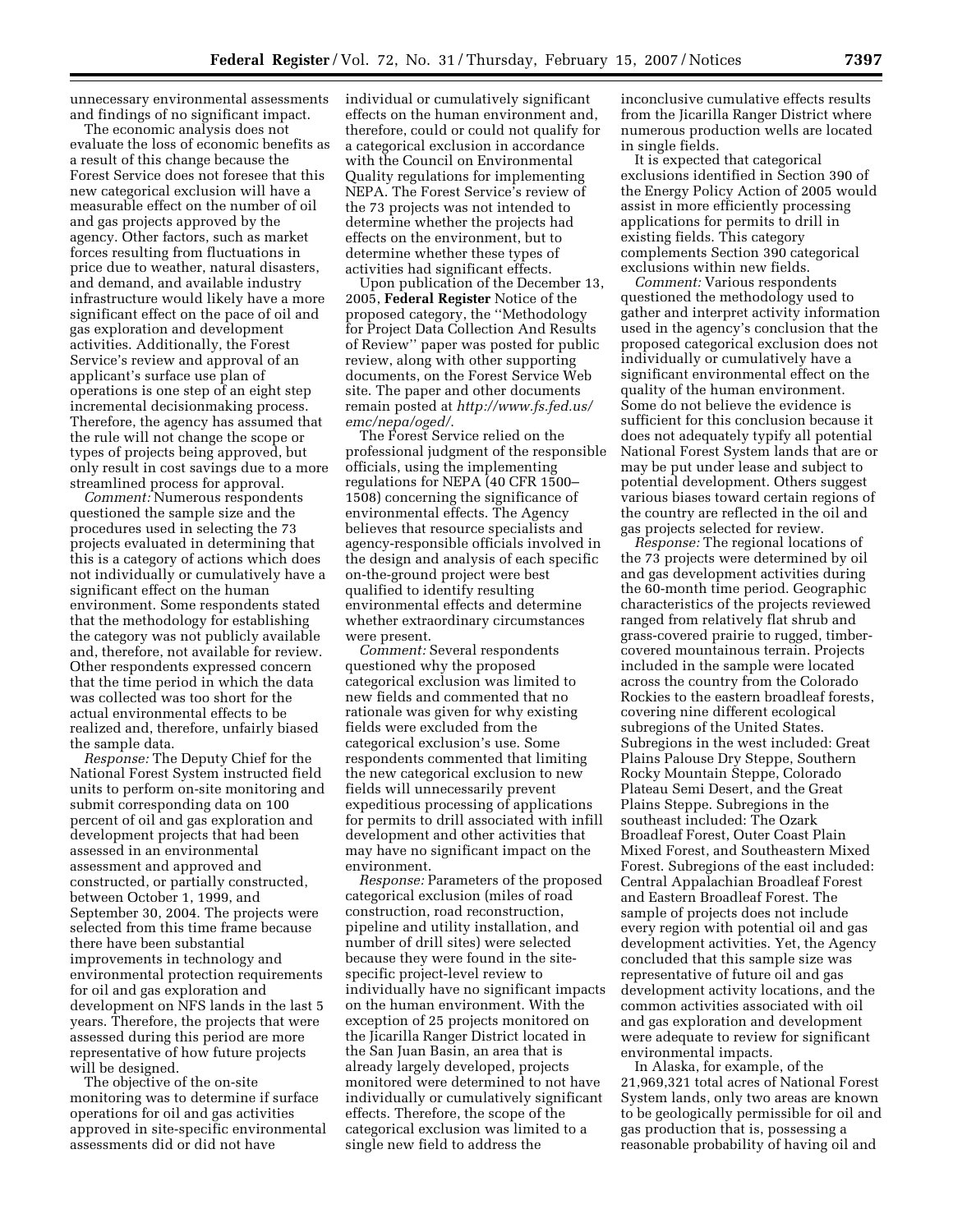unnecessary environmental assessments and findings of no significant impact.

The economic analysis does not evaluate the loss of economic benefits as a result of this change because the Forest Service does not foresee that this new categorical exclusion will have a measurable effect on the number of oil and gas projects approved by the agency. Other factors, such as market forces resulting from fluctuations in price due to weather, natural disasters, and demand, and available industry infrastructure would likely have a more significant effect on the pace of oil and gas exploration and development activities. Additionally, the Forest Service's review and approval of an applicant's surface use plan of operations is one step of an eight step incremental decisionmaking process. Therefore, the agency has assumed that the rule will not change the scope or types of projects being approved, but only result in cost savings due to a more streamlined process for approval.

*Comment:* Numerous respondents questioned the sample size and the procedures used in selecting the 73 projects evaluated in determining that this is a category of actions which does not individually or cumulatively have a significant effect on the human environment. Some respondents stated that the methodology for establishing the category was not publicly available and, therefore, not available for review. Other respondents expressed concern that the time period in which the data was collected was too short for the actual environmental effects to be realized and, therefore, unfairly biased the sample data.

*Response:* The Deputy Chief for the National Forest System instructed field units to perform on-site monitoring and submit corresponding data on 100 percent of oil and gas exploration and development projects that had been assessed in an environmental assessment and approved and constructed, or partially constructed, between October 1, 1999, and September 30, 2004. The projects were selected from this time frame because there have been substantial improvements in technology and environmental protection requirements for oil and gas exploration and development on NFS lands in the last 5 years. Therefore, the projects that were assessed during this period are more representative of how future projects will be designed.

The objective of the on-site monitoring was to determine if surface operations for oil and gas activities approved in site-specific environmental assessments did or did not have individual or cumulatively significant effects on the human environment and, therefore, could or could not qualify for a categorical exclusion in accordance with the Council on Environmental Quality regulations for implementing NEPA. The Forest Service's review of the 73 projects was not intended to determine whether the projects had effects on the environment, but to determine whether these types of activities had significant effects.

Upon publication of the December 13, 2005, **Federal Register** Notice of the proposed category, the ''Methodology for Project Data Collection And Results of Review'' paper was posted for public review, along with other supporting documents, on the Forest Service Web site. The paper and other documents remain posted at *http://www.fs.fed.us/emc/nepa/oged/*.

The Forest Service relied on the professional judgment of the responsible officials, using the implementing regulations for NEPA (40 CFR 1500–1508) concerning the significance of environmental effects. The Agency believes that resource specialists and agency-responsible officials involved in the design and analysis of each specific on-the-ground project were best qualified to identify resulting environmental effects and determine whether extraordinary circumstances were present.

*Comment:* Several respondents questioned why the proposed categorical exclusion was limited to new fields and commented that no rationale was given for why existing fields were excluded from the categorical exclusion's use. Some respondents commented that limiting the new categorical exclusion to new fields will unnecessarily prevent expeditious processing of applications for permits to drill associated with infill development and other activities that may have no significant impact on the environment.

*Response:* Parameters of the proposed categorical exclusion (miles of road construction, road reconstruction, pipeline and utility installation, and number of drill sites) were selected because they were found in the site-specific project-level review to individually have no significant impacts on the human environment. With the exception of 25 projects monitored on the Jicarilla Ranger District located in the San Juan Basin, an area that is already largely developed, projects monitored were determined to not have individually or cumulatively significant effects. Therefore, the scope of the categorical exclusion was limited to a single new field to address the inconclusive cumulative effects results from the Jicarilla Ranger District where numerous production wells are located in single fields.

It is expected that categorical exclusions identified in Section 390 of the Energy Policy Action of 2005 would assist in more efficiently processing applications for permits to drill in existing fields. This category complements Section 390 categorical exclusions within new fields.

*Comment:* Various respondents questioned the methodology used to gather and interpret activity information used in the agency's conclusion that the proposed categorical exclusion does not individually or cumulatively have a significant environmental effect on the quality of the human environment. Some do not believe the evidence is sufficient for this conclusion because it does not adequately typify all potential National Forest System lands that are or may be put under lease and subject to potential development. Others suggest various biases toward certain regions of the country are reflected in the oil and gas projects selected for review.

*Response:* The regional locations of the 73 projects were determined by oil and gas development activities during the 60-month time period. Geographic characteristics of the projects reviewed ranged from relatively flat shrub and grass-covered prairie to rugged, timber-covered mountainous terrain. Projects included in the sample were located across the country from the Colorado Rockies to the eastern broadleaf forests, covering nine different ecological subregions of the United States. Subregions in the west included: Great Plains Palouse Dry Steppe, Southern Rocky Mountain Steppe, Colorado Plateau Semi Desert, and the Great Plains Steppe. Subregions in the southeast included: The Ozark Broadleaf Forest, Outer Coast Plain Mixed Forest, and Southeastern Mixed Forest. Subregions of the east included: Central Appalachian Broadleaf Forest and Eastern Broadleaf Forest. The sample of projects does not include every region with potential oil and gas development activities. Yet, the Agency concluded that this sample size was representative of future oil and gas development activity locations, and the common activities associated with oil and gas exploration and development were adequate to review for significant environmental impacts.

In Alaska, for example, of the 21,969,321 total acres of National Forest System lands, only two areas are known to be geologically permissible for oil and gas production that is, possessing a reasonable probability of having oil and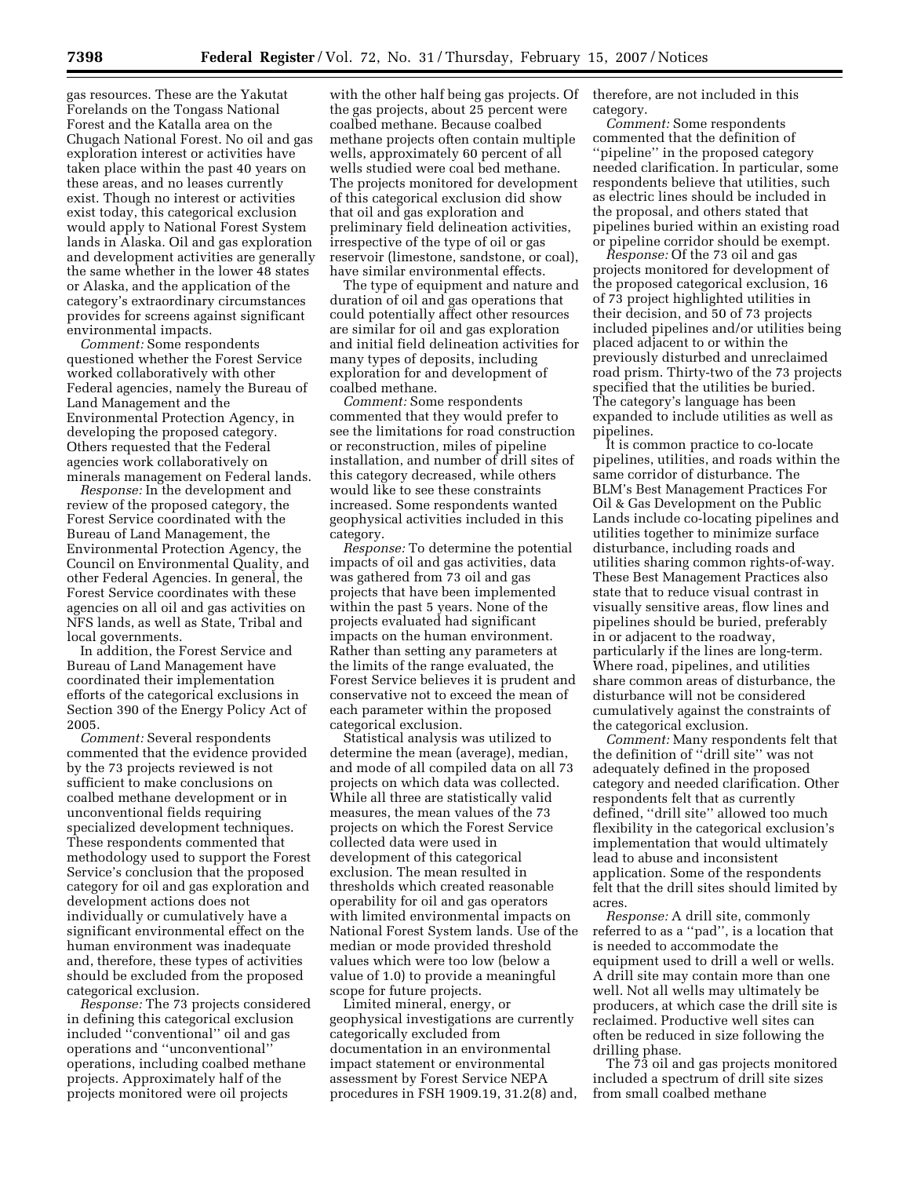gas resources. These are the Yakutat Forelands on the Tongass National Forest and the Katalla area on the Chugach National Forest. No oil and gas exploration interest or activities have taken place within the past 40 years on these areas, and no leases currently exist. Though no interest or activities exist today, this categorical exclusion would apply to National Forest System lands in Alaska. Oil and gas exploration and development activities are generally the same whether in the lower 48 states or Alaska, and the application of the category's extraordinary circumstances provides for screens against significant environmental impacts.

*Comment:* Some respondents questioned whether the Forest Service worked collaboratively with other Federal agencies, namely the Bureau of Land Management and the Environmental Protection Agency, in developing the proposed category. Others requested that the Federal agencies work collaboratively on minerals management on Federal lands.

*Response:* In the development and review of the proposed category, the Forest Service coordinated with the Bureau of Land Management, the Environmental Protection Agency, the Council on Environmental Quality, and other Federal Agencies. In general, the Forest Service coordinates with these agencies on all oil and gas activities on NFS lands, as well as State, Tribal and local governments.

In addition, the Forest Service and Bureau of Land Management have coordinated their implementation efforts of the categorical exclusions in Section 390 of the Energy Policy Act of 2005.

*Comment:* Several respondents commented that the evidence provided by the 73 projects reviewed is not sufficient to make conclusions on coalbed methane development or in unconventional fields requiring specialized development techniques. These respondents commented that methodology used to support the Forest Service's conclusion that the proposed category for oil and gas exploration and development actions does not individually or cumulatively have a significant environmental effect on the human environment was inadequate and, therefore, these types of activities should be excluded from the proposed categorical exclusion.

*Response:* The 73 projects considered in defining this categorical exclusion included "conventional" oil and gas operations and "unconventional" operations, including coalbed methane projects. Approximately half of the projects monitored were oil projects with the other half being gas projects. Of the gas projects, about 25 percent were coalbed methane. Because coalbed methane projects often contain multiple wells, approximately 60 percent of all wells studied were coal bed methane. The projects monitored for development of this categorical exclusion did show that oil and gas exploration and preliminary field delineation activities, irrespective of the type of oil or gas reservoir (limestone, sandstone, or coal), have similar environmental effects.

The type of equipment and nature and duration of oil and gas operations that could potentially affect other resources are similar for oil and gas exploration and initial field delineation activities for many types of deposits, including exploration for and development of coalbed methane.

*Comment:* Some respondents commented that they would prefer to see the limitations for road construction or reconstruction, miles of pipeline installation, and number of drill sites of this category decreased, while others would like to see these constraints increased. Some respondents wanted geophysical activities included in this category.

*Response:* To determine the potential impacts of oil and gas activities, data was gathered from 73 oil and gas projects that have been implemented within the past 5 years. None of the projects evaluated had significant impacts on the human environment. Rather than setting any parameters at the limits of the range evaluated, the Forest Service believes it is prudent and conservative not to exceed the mean of each parameter within the proposed categorical exclusion.

Statistical analysis was utilized to determine the mean (average), median, and mode of all compiled data on all 73 projects on which data was collected. While all three are statistically valid measures, the mean values of the 73 projects on which the Forest Service collected data were used in development of this categorical exclusion. The mean resulted in thresholds which created reasonable operability for oil and gas operators with limited environmental impacts on National Forest System lands. Use of the median or mode provided threshold values which were too low (below a value of 1.0) to provide a meaningful scope for future projects.

Limited mineral, energy, or geophysical investigations are currently categorically excluded from documentation in an environmental impact statement or environmental assessment by Forest Service NEPA procedures in FSH 1909.19, 31.2(8) and, therefore, are not included in this category.

*Comment:* Some respondents commented that the definition of "pipeline" in the proposed category needed clarification. In particular, some respondents believe that utilities, such as electric lines should be included in the proposal, and others stated that pipelines buried within an existing road or pipeline corridor should be exempt.

*Response:* Of the 73 oil and gas projects monitored for development of the proposed categorical exclusion, 16 of 73 project highlighted utilities in their decision, and 50 of 73 projects included pipelines and/or utilities being placed adjacent to or within the previously disturbed and unreclaimed road prism. Thirty-two of the 73 projects specified that the utilities be buried. The category's language has been expanded to include utilities as well as pipelines.

It is common practice to co-locate pipelines, utilities, and roads within the same corridor of disturbance. The BLM's Best Management Practices For Oil & Gas Development on the Public Lands include co-locating pipelines and utilities together to minimize surface disturbance, including roads and utilities sharing common rights-of-way. These Best Management Practices also state that to reduce visual contrast in visually sensitive areas, flow lines and pipelines should be buried, preferably in or adjacent to the roadway, particularly if the lines are long-term. Where road, pipelines, and utilities share common areas of disturbance, the disturbance will not be considered cumulatively against the constraints of the categorical exclusion.

*Comment:* Many respondents felt that the definition of "drill site" was not adequately defined in the proposed category and needed clarification. Other respondents felt that as currently defined, "drill site" allowed too much flexibility in the categorical exclusion's implementation that would ultimately lead to abuse and inconsistent application. Some of the respondents felt that the drill sites should limited by acres.

*Response:* A drill site, commonly referred to as a "pad", is a location that is needed to accommodate the equipment used to drill a well or wells. A drill site may contain more than one well. Not all wells may ultimately be producers, at which case the drill site is reclaimed. Productive well sites can often be reduced in size following the drilling phase.

The 73 oil and gas projects monitored included a spectrum of drill site sizes from small coalbed methane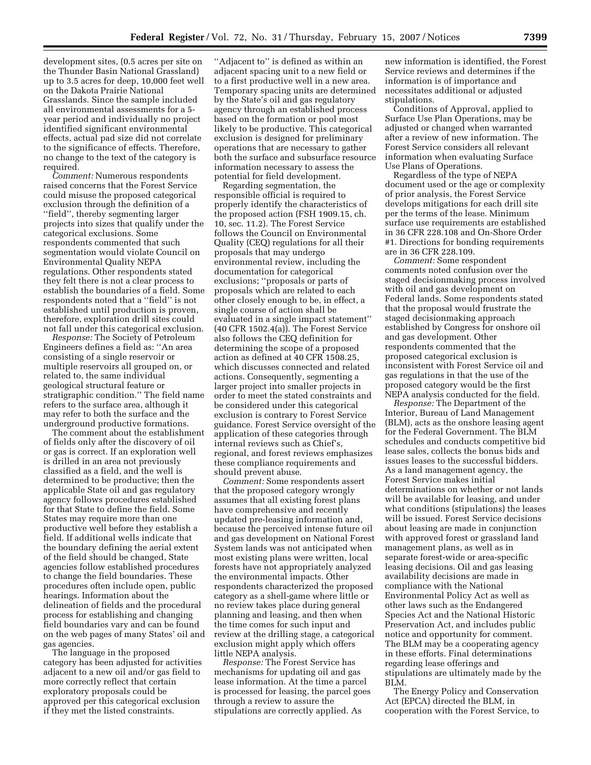development sites, (0.5 acres per site on the Thunder Basin National Grassland) up to 3.5 acres for deep, 10,000 feet well on the Dakota Prairie National Grasslands. Since the sample included all environmental assessments for a 5-year period and individually no project identified significant environmental effects, actual pad size did not correlate to the significance of effects. Therefore, no change to the text of the category is required.

*Comment:* Numerous respondents raised concerns that the Forest Service could misuse the proposed categorical exclusion through the definition of a ''field'', thereby segmenting larger projects into sizes that qualify under the categorical exclusions. Some respondents commented that such segmentation would violate Council on Environmental Quality NEPA regulations. Other respondents stated they felt there is not a clear process to establish the boundaries of a field. Some respondents noted that a ''field'' is not established until production is proven, therefore, exploration drill sites could not fall under this categorical exclusion.

*Response:* The Society of Petroleum Engineers defines a field as: ''An area consisting of a single reservoir or multiple reservoirs all grouped on, or related to, the same individual geological structural feature or stratigraphic condition.'' The field name refers to the surface area, although it may refer to both the surface and the underground productive formations.

The comment about the establishment of fields only after the discovery of oil or gas is correct. If an exploration well is drilled in an area not previously classified as a field, and the well is determined to be productive; then the applicable State oil and gas regulatory agency follows procedures established for that State to define the field. Some States may require more than one productive well before they establish a field. If additional wells indicate that the boundary defining the aerial extent of the field should be changed, State agencies follow established procedures to change the field boundaries. These procedures often include open, public hearings. Information about the delineation of fields and the procedural process for establishing and changing field boundaries vary and can be found on the web pages of many States' oil and gas agencies.

The language in the proposed category has been adjusted for activities adjacent to a new oil and/or gas field to more correctly reflect that certain exploratory proposals could be approved per this categorical exclusion if they met the listed constraints.

''Adjacent to'' is defined as within an adjacent spacing unit to a new field or to a first productive well in a new area. Temporary spacing units are determined by the State's oil and gas regulatory agency through an established process based on the formation or pool most likely to be productive. This categorical exclusion is designed for preliminary operations that are necessary to gather both the surface and subsurface resource information necessary to assess the potential for field development.

Regarding segmentation, the responsible official is required to properly identify the characteristics of the proposed action (FSH 1909.15, ch. 10, sec. 11.2). The Forest Service follows the Council on Environmental Quality (CEQ) regulations for all their proposals that may undergo environmental review, including the documentation for categorical exclusions; ''proposals or parts of proposals which are related to each other closely enough to be, in effect, a single course of action shall be evaluated in a single impact statement'' (40 CFR 1502.4(a)). The Forest Service also follows the CEQ definition for determining the scope of a proposed action as defined at 40 CFR 1508.25, which discusses connected and related actions. Consequently, segmenting a larger project into smaller projects in order to meet the stated constraints and be considered under this categorical exclusion is contrary to Forest Service guidance. Forest Service oversight of the application of these categories through internal reviews such as Chief's, regional, and forest reviews emphasizes these compliance requirements and should prevent abuse.

*Comment:* Some respondents assert that the proposed category wrongly assumes that all existing forest plans have comprehensive and recently updated pre-leasing information and, because the perceived intense future oil and gas development on National Forest System lands was not anticipated when most existing plans were written, local forests have not appropriately analyzed the environmental impacts. Other respondents characterized the proposed category as a shell-game where little or no review takes place during general planning and leasing, and then when the time comes for such input and review at the drilling stage, a categorical exclusion might apply which offers little NEPA analysis.

*Response:* The Forest Service has mechanisms for updating oil and gas lease information. At the time a parcel is processed for leasing, the parcel goes through a review to assure the stipulations are correctly applied. As new information is identified, the Forest Service reviews and determines if the information is of importance and necessitates additional or adjusted stipulations.

Conditions of Approval, applied to Surface Use Plan Operations, may be adjusted or changed when warranted after a review of new information. The Forest Service considers all relevant information when evaluating Surface Use Plans of Operations.

Regardless of the type of NEPA document used or the age or complexity of prior analysis, the Forest Service develops mitigations for each drill site per the terms of the lease. Minimum surface use requirements are established in 36 CFR 228.108 and On-Shore Order #1. Directions for bonding requirements are in 36 CFR 228.109.

*Comment:* Some respondent comments noted confusion over the staged decisionmaking process involved with oil and gas development on Federal lands. Some respondents stated that the proposal would frustrate the staged decisionmaking approach established by Congress for onshore oil and gas development. Other respondents commented that the proposed categorical exclusion is inconsistent with Forest Service oil and gas regulations in that the use of the proposed category would be the first NEPA analysis conducted for the field.

*Response:* The Department of the Interior, Bureau of Land Management (BLM), acts as the onshore leasing agent for the Federal Government. The BLM schedules and conducts competitive bid lease sales, collects the bonus bids and issues leases to the successful bidders. As a land management agency, the Forest Service makes initial determinations on whether or not lands will be available for leasing, and under what conditions (stipulations) the leases will be issued. Forest Service decisions about leasing are made in conjunction with approved forest or grassland land management plans, as well as in separate forest-wide or area-specific leasing decisions. Oil and gas leasing availability decisions are made in compliance with the National Environmental Policy Act as well as other laws such as the Endangered Species Act and the National Historic Preservation Act, and includes public notice and opportunity for comment. The BLM may be a cooperating agency in these efforts. Final determinations regarding lease offerings and stipulations are ultimately made by the BLM.

The Energy Policy and Conservation Act (EPCA) directed the BLM, in cooperation with the Forest Service, to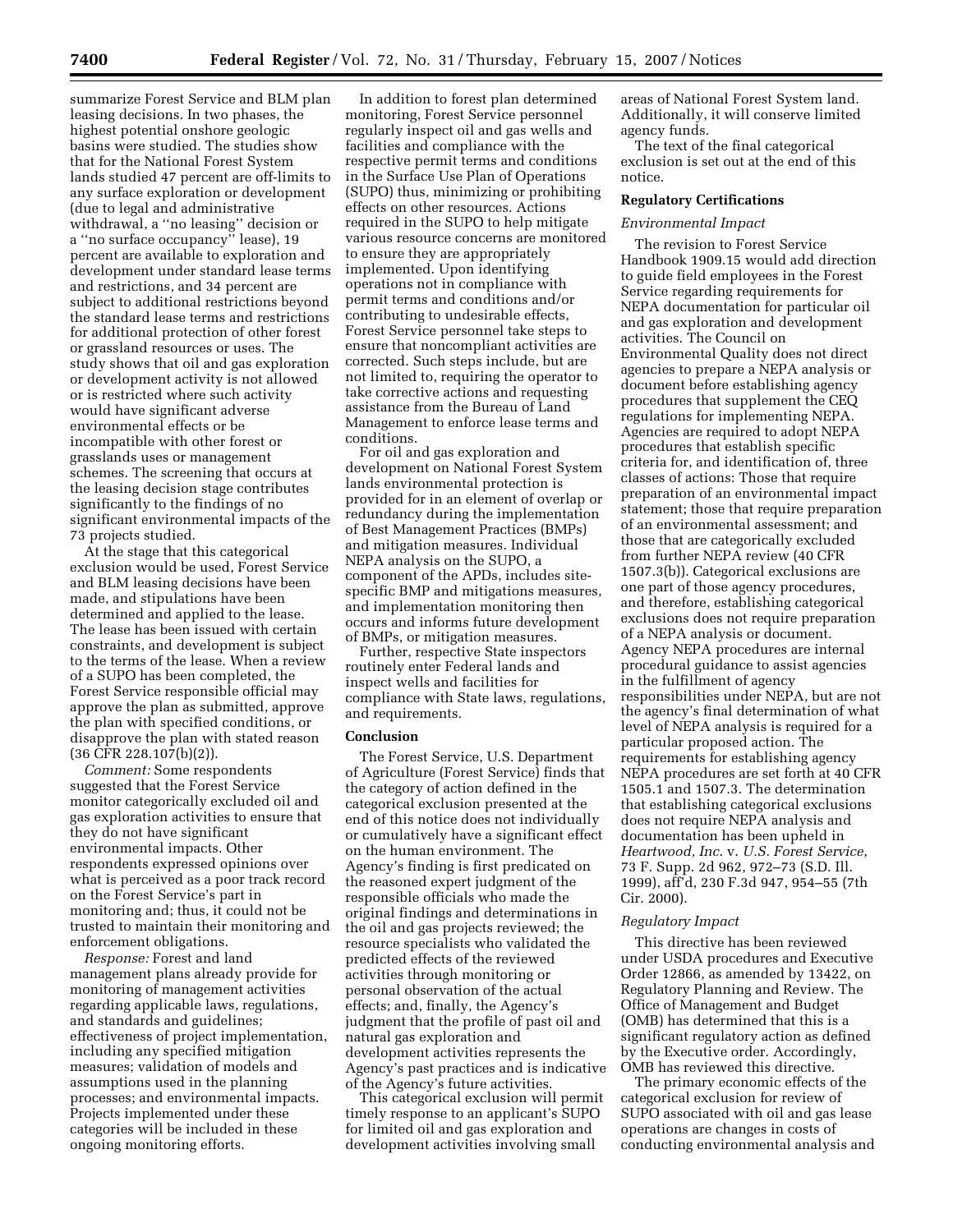summarize Forest Service and BLM plan leasing decisions. In two phases, the highest potential onshore geologic basins were studied. The studies show that for the National Forest System lands studied 47 percent are off-limits to any surface exploration or development (due to legal and administrative withdrawal, a ''no leasing'' decision or a ''no surface occupancy'' lease), 19 percent are available to exploration and development under standard lease terms and restrictions, and 34 percent are subject to additional restrictions beyond the standard lease terms and restrictions for additional protection of other forest or grassland resources or uses. The study shows that oil and gas exploration or development activity is not allowed or is restricted where such activity would have significant adverse environmental effects or be incompatible with other forest or grasslands uses or management schemes. The screening that occurs at the leasing decision stage contributes significantly to the findings of no significant environmental impacts of the 73 projects studied.

At the stage that this categorical exclusion would be used, Forest Service and BLM leasing decisions have been made, and stipulations have been determined and applied to the lease. The lease has been issued with certain constraints, and development is subject to the terms of the lease. When a review of a SUPO has been completed, the Forest Service responsible official may approve the plan as submitted, approve the plan with specified conditions, or disapprove the plan with stated reason (36 CFR 228.107(b)(2)).

*Comment:* Some respondents suggested that the Forest Service monitor categorically excluded oil and gas exploration activities to ensure that they do not have significant environmental impacts. Other respondents expressed opinions over what is perceived as a poor track record on the Forest Service's part in monitoring and; thus, it could not be trusted to maintain their monitoring and enforcement obligations.

*Response:* Forest and land management plans already provide for monitoring of management activities regarding applicable laws, regulations, and standards and guidelines; effectiveness of project implementation, including any specified mitigation measures; validation of models and assumptions used in the planning processes; and environmental impacts. Projects implemented under these categories will be included in these ongoing monitoring efforts.

In addition to forest plan determined monitoring, Forest Service personnel regularly inspect oil and gas wells and facilities and compliance with the respective permit terms and conditions in the Surface Use Plan of Operations (SUPO) thus, minimizing or prohibiting effects on other resources. Actions required in the SUPO to help mitigate various resource concerns are monitored to ensure they are appropriately implemented. Upon identifying operations not in compliance with permit terms and conditions and/or contributing to undesirable effects, Forest Service personnel take steps to ensure that noncompliant activities are corrected. Such steps include, but are not limited to, requiring the operator to take corrective actions and requesting assistance from the Bureau of Land Management to enforce lease terms and conditions.

For oil and gas exploration and development on National Forest System lands environmental protection is provided for in an element of overlap or redundancy during the implementation of Best Management Practices (BMPs) and mitigation measures. Individual NEPA analysis on the SUPO, a component of the APDs, includes site-specific BMP and mitigations measures, and implementation monitoring then occurs and informs future development of BMPs, or mitigation measures.

Further, respective State inspectors routinely enter Federal lands and inspect wells and facilities for compliance with State laws, regulations, and requirements.

**Conclusion**

The Forest Service, U.S. Department of Agriculture (Forest Service) finds that the category of action defined in the categorical exclusion presented at the end of this notice does not individually or cumulatively have a significant effect on the human environment. The Agency's finding is first predicated on the reasoned expert judgment of the responsible officials who made the original findings and determinations in the oil and gas projects reviewed; the resource specialists who validated the predicted effects of the reviewed activities through monitoring or personal observation of the actual effects; and, finally, the Agency's judgment that the profile of past oil and natural gas exploration and development activities represents the Agency's past practices and is indicative of the Agency's future activities.

This categorical exclusion will permit timely response to an applicant's SUPO for limited oil and gas exploration and development activities involving small areas of National Forest System land. Additionally, it will conserve limited agency funds.

The text of the final categorical exclusion is set out at the end of this notice.

**Regulatory Certifications**

*Environmental Impact*

The revision to Forest Service Handbook 1909.15 would add direction to guide field employees in the Forest Service regarding requirements for NEPA documentation for particular oil and gas exploration and development activities. The Council on Environmental Quality does not direct agencies to prepare a NEPA analysis or document before establishing agency procedures that supplement the CEQ regulations for implementing NEPA. Agencies are required to adopt NEPA procedures that establish specific criteria for, and identification of, three classes of actions: Those that require preparation of an environmental impact statement; those that require preparation of an environmental assessment; and those that are categorically excluded from further NEPA review (40 CFR 1507.3(b)). Categorical exclusions are one part of those agency procedures, and therefore, establishing categorical exclusions does not require preparation of a NEPA analysis or document. Agency NEPA procedures are internal procedural guidance to assist agencies in the fulfillment of agency responsibilities under NEPA, but are not the agency's final determination of what level of NEPA analysis is required for a particular proposed action. The requirements for establishing agency NEPA procedures are set forth at 40 CFR 1505.1 and 1507.3. The determination that establishing categorical exclusions does not require NEPA analysis and documentation has been upheld in *Heartwood, Inc.* v. *U.S. Forest Service*, 73 F. Supp. 2d 962, 972–73 (S.D. Ill. 1999), aff'd, 230 F.3d 947, 954–55 (7th Cir. 2000).

*Regulatory Impact*

This directive has been reviewed under USDA procedures and Executive Order 12866, as amended by 13422, on Regulatory Planning and Review. The Office of Management and Budget (OMB) has determined that this is a significant regulatory action as defined by the Executive order. Accordingly, OMB has reviewed this directive.

The primary economic effects of the categorical exclusion for review of SUPO associated with oil and gas lease operations are changes in costs of conducting environmental analysis and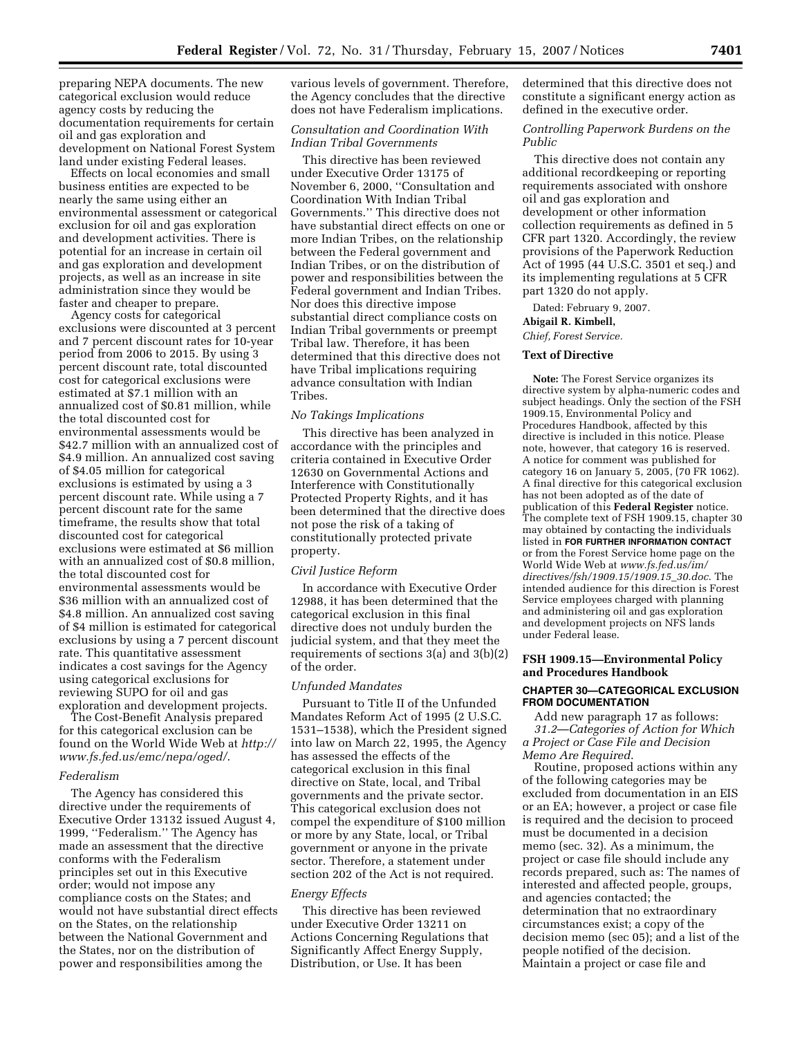preparing NEPA documents. The new categorical exclusion would reduce agency costs by reducing the documentation requirements for certain oil and gas exploration and development on National Forest System land under existing Federal leases.

Effects on local economies and small business entities are expected to be nearly the same using either an environmental assessment or categorical exclusion for oil and gas exploration and development activities. There is potential for an increase in certain oil and gas exploration and development projects, as well as an increase in site administration since they would be faster and cheaper to prepare.

Agency costs for categorical exclusions were discounted at 3 percent and 7 percent discount rates for 10-year period from 2006 to 2015. By using 3 percent discount rate, total discounted cost for categorical exclusions were estimated at $7.1 million with an annualized cost of $0.81 million, while the total discounted cost for environmental assessments would be $42.7 million with an annualized cost of $4.9 million. An annualized cost saving of $4.05 million for categorical exclusions is estimated by using a 3 percent discount rate. While using a 7 percent discount rate for the same timeframe, the results show that total discounted cost for categorical exclusions were estimated at $6 million with an annualized cost of $0.8 million, the total discounted cost for environmental assessments would be $36 million with an annualized cost of $4.8 million. An annualized cost saving of $4 million is estimated for catergorical exclusions by using a 7 percent discount rate. This quantitative assessment indicates a cost savings for the Agency using categorical exclusions for reviewing SUPO for oil and gas exploration and development projects.

The Cost-Benefit Analysis prepared for this categorical exclusion can be found on the World Wide Web at *http://www.fs.fed.us/emc/nepa/oged/*.

### *Federalism*

The Agency has considered this directive under the requirements of Executive Order 13132 issued August 4, 1999, ''Federalism.'' The Agency has made an assessment that the directive conforms with the Federalism principles set out in this Executive order; would not impose any compliance costs on the States; and would not have substantial direct effects on the States, on the relationship between the National Government and the States, nor on the distribution of power and responsibilities among the various levels of government. Therefore, the Agency concludes that the directive does not have Federalism implications.

### *Consultation and Coordination With Indian Tribal Governments*

This directive has been reviewed under Executive Order 13175 of November 6, 2000, ''Consultation and Coordination With Indian Tribal Governments.'' This directive does not have substantial direct effects on one or more Indian Tribes, on the relationship between the Federal government and Indian Tribes, or on the distribution of power and responsibilities between the Federal government and Indian Tribes. Nor does this directive impose substantial direct compliance costs on Indian Tribal governments or preempt Tribal law. Therefore, it has been determined that this directive does not have Tribal implications requiring advance consultation with Indian Tribes.

### *No Takings Implications*

This directive has been analyzed in accordance with the principles and criteria contained in Executive Order 12630 on Governmental Actions and Interference with Constitutionally Protected Property Rights, and it has been determined that the directive does not pose the risk of a taking of constitutionally protected private property.

### *Civil Justice Reform*

In accordance with Executive Order 12988, it has been determined that the categorical exclusion in this final directive does not unduly burden the judicial system, and that they meet the requirements of sections 3(a) and 3(b)(2) of the order.

### *Unfunded Mandates*

Pursuant to Title II of the Unfunded Mandates Reform Act of 1995 (2 U.S.C. 1531–1538), which the President signed into law on March 22, 1995, the Agency has assessed the effects of the categorical exclusion in this final directive on State, local, and Tribal governments and the private sector. This categorical exclusion does not compel the expenditure of $100 million or more by any State, local, or Tribal government or anyone in the private sector. Therefore, a statement under section 202 of the Act is not required.

### *Energy Effects*

This directive has been reviewed under Executive Order 13211 on Actions Concerning Regulations that Significantly Affect Energy Supply, Distribution, or Use. It has been determined that this directive does not constitute a significant energy action as defined in the executive order.

### *Controlling Paperwork Burdens on the Public*

This directive does not contain any additional recordkeeping or reporting requirements associated with onshore oil and gas exploration and development or other information collection requirements as defined in 5 CFR part 1320. Accordingly, the review provisions of the Paperwork Reduction Act of 1995 (44 U.S.C. 3501 et seq.) and its implementing regulations at 5 CFR part 1320 do not apply.

Dated: February 9, 2007.

**Abigail R. Kimbell,**

*Chief, Forest Service.*

## Text of Directive

**Note:** The Forest Service organizes its directive system by alpha-numeric codes and subject headings. Only the section of the FSH 1909.15, Environmental Policy and Procedures Handbook, affected by this directive is included in this notice. Please note, however, that category 16 is reserved. A notice for comment was published for category 16 on January 5, 2005, (70 FR 1062). A final directive for this categorical exclusion has not been adopted as of the date of publication of this **Federal Register** notice. The complete text of FSH 1909.15, chapter 30 may obtained by contacting the individuals listed in **FOR FURTHER INFORMATION CONTACT** or from the Forest Service home page on the World Wide Web at *www.fs.fed.us/im/directives/fsh/1909.15/1909.15_30.doc*. The intended audience for this direction is Forest Service employees charged with planning and administering oil and gas exploration and development projects on NFS lands under Federal lease.

## FSH 1909.15—Environmental Policy and Procedures Handbook

### CHAPTER 30—CATEGORICAL EXCLUSION FROM DOCUMENTATION

Add new paragraph 17 as follows:

*31.2—Categories of Action for Which a Project or Case File and Decision Memo Are Required.*

Routine, proposed actions within any of the following categories may be excluded from documentation in an EIS or an EA; however, a project or case file is required and the decision to proceed must be documented in a decision memo (sec. 32). As a minimum, the project or case file should include any records prepared, such as: The names of interested and affected people, groups, and agencies contacted; the determination that no extraordinary circumstances exist; a copy of the decision memo (sec 05); and a list of the people notified of the decision. Maintain a project or case file and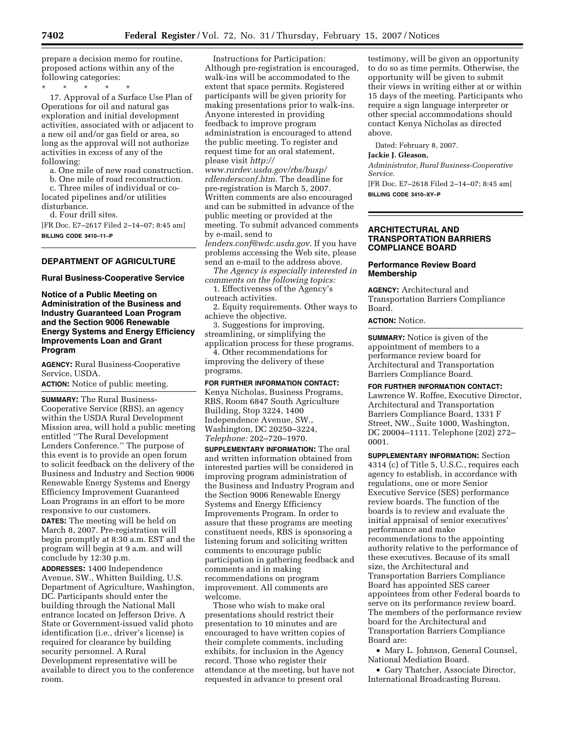prepare a decision memo for routine, proposed actions within any of the following categories:

* * * * *

17. Approval of a Surface Use Plan of Operations for oil and natural gas exploration and initial development activities, associated with or adjacent to a new oil and/or gas field or area, so long as the approval will not authorize activities in excess of any of the following:

a. One mile of new road construction.

b. One mile of road reconstruction.

c. Three miles of individual or co-located pipelines and/or utilities disturbance.

d. Four drill sites.

[FR Doc. E7–2617 Filed 2–14–07; 8:45 am]

**BILLING CODE 3410–11–P**

## DEPARTMENT OF AGRICULTURE

### Rural Business-Cooperative Service

### Notice of a Public Meeting on Administration of the Business and Industry Guaranteed Loan Program and the Section 9006 Renewable Energy Systems and Energy Efficiency Improvements Loan and Grant Program

**AGENCY:** Rural Business-Cooperative Service, USDA.

**ACTION:** Notice of public meeting.

**SUMMARY:** The Rural Business-Cooperative Service (RBS), an agency within the USDA Rural Development Mission area, will hold a public meeting entitled ''The Rural Development Lenders Conference.'' The purpose of this event is to provide an open forum to solicit feedback on the delivery of the Business and Industry and Section 9006 Renewable Energy Systems and Energy Efficiency Improvement Guaranteed Loan Programs in an effort to be more responsive to our customers.

**DATES:** The meeting will be held on March 8, 2007. Pre-registration will begin promptly at 8:30 a.m. EST and the program will begin at 9 a.m. and will conclude by 12:30 p.m.

**ADDRESSES:** 1400 Independence Avenue, SW., Whitten Building, U.S. Department of Agriculture, Washington, DC. Participants should enter the building through the National Mall entrance located on Jefferson Drive. A State or Government-issued valid photo identification (i.e., driver's license) is required for clearance by building security personnel. A Rural Development representative will be available to direct you to the conference room.

Instructions for Participation: Although pre-registration is encouraged, walk-ins will be accommodated to the extent that space permits. Registered participants will be given priority for making presentations prior to walk-ins. Anyone interested in providing feedback to improve program administration is encouraged to attend the public meeting. To register and request time for an oral statement, please visit *http://www.rurdev.usda.gov/rbs/busp/rdlendersconf.htm.* The deadline for pre-registration is March 5, 2007. Written comments are also encouraged and can be submitted in advance of the public meeting or provided at the meeting. To submit advanced comments by e-mail, send to *lenders.conf@wdc.usda.gov.* If you have problems accessing the Web site, please send an e-mail to the address above.

*The Agency is especially interested in comments on the following topics:*

1. Effectiveness of the Agency's outreach activities.

2. Equity requirements. Other ways to achieve the objective.

3. Suggestions for improving, streamlining, or simplifying the application process for these programs.

4. Other recommendations for improving the delivery of these programs.

**FOR FURTHER INFORMATION CONTACT:** Kenya Nicholas, Business Programs, RBS, Room 6847 South Agriculture Building, Stop 3224, 1400 Independence Avenue, SW., Washington, DC 20250–3224, *Telephone:* 202–720–1970.

**SUPPLEMENTARY INFORMATION:** The oral and written information obtained from interested parties will be considered in improving program administration of the Business and Industry Program and the Section 9006 Renewable Energy Systems and Energy Efficiency Improvements Program. In order to assure that these programs are meeting constituent needs, RBS is sponsoring a listening forum and soliciting written comments to encourage public participation in gathering feedback and comments and in making recommendations on program improvement. All comments are welcome.

Those who wish to make oral presentations should restrict their presentation to 10 minutes and are encouraged to have written copies of their complete comments, including exhibits, for inclusion in the Agency record. Those who register their attendance at the meeting, but have not requested in advance to present oral testimony, will be given an opportunity to do so as time permits. Otherwise, the opportunity will be given to submit their views in writing either at or within 15 days of the meeting. Participants who require a sign language interpreter or other special accommodations should contact Kenya Nicholas as directed above.

Dated: February 8, 2007.

**Jackie J. Gleason,**

*Administrator, Rural Business-Cooperative Service.*

[FR Doc. E7–2618 Filed 2–14–07; 8:45 am]

**BILLING CODE 3410–XY–P**

## ARCHITECTURAL AND TRANSPORTATION BARRIERS COMPLIANCE BOARD

### Performance Review Board Membership

**AGENCY:** Architectural and Transportation Barriers Compliance Board.

**ACTION:** Notice.

**SUMMARY:** Notice is given of the appointment of members to a performance review board for Architectural and Transportation Barriers Compliance Board.

**FOR FURTHER INFORMATION CONTACT:** Lawrence W. Roffee, Executive Director, Architectural and Transportation Barriers Compliance Board, 1331 F Street, NW., Suite 1000, Washington, DC 20004–1111. Telephone (202) 272–0001.

**SUPPLEMENTARY INFORMATION:** Section 4314 (c) of Title 5, U.S.C., requires each agency to establish, in accordance with regulations, one or more Senior Executive Service (SES) performance review boards. The function of the boards is to review and evaluate the initial appraisal of senior executives' performance and make recommendations to the appointing authority relative to the performance of these executives. Because of its small size, the Architectural and Transportation Barriers Compliance Board has appointed SES career appointees from other Federal boards to serve on its performance review board. The members of the performance review board for the Architectural and Transportation Barriers Compliance Board are:

- Mary L. Johnson, General Counsel, National Mediation Board.
- Gary Thatcher, Associate Director, International Broadcasting Bureau.